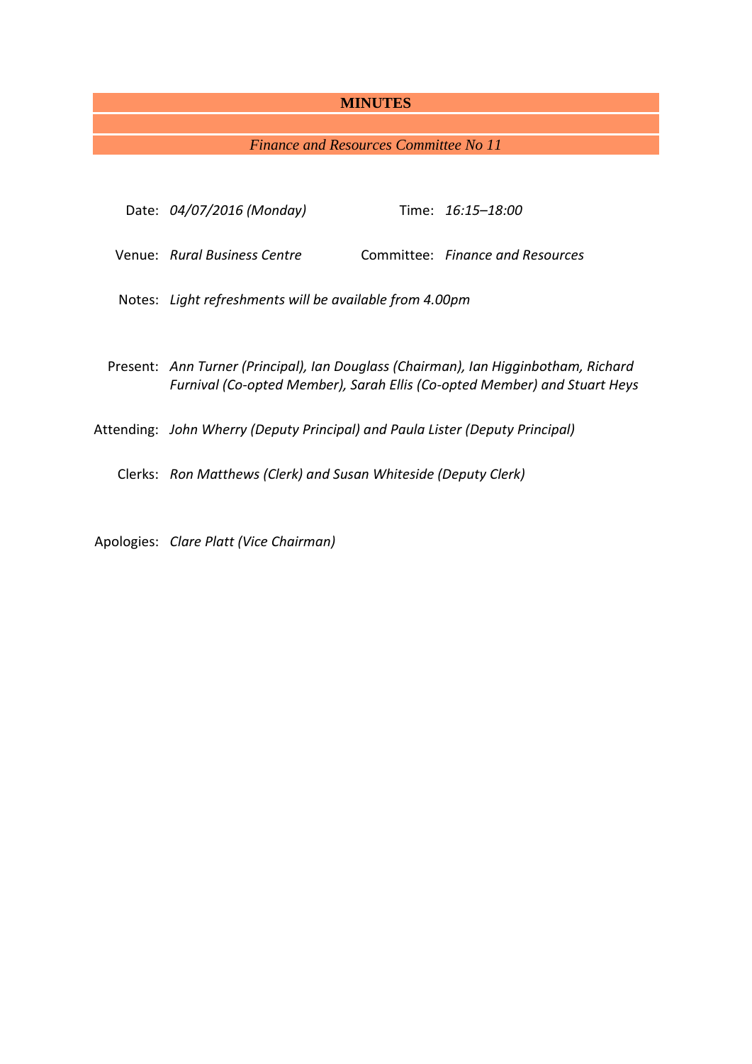# MINUTES

*Finance and Resources Committee No 11*

| | | | |
|---|---|---|---|
| Date: | *04/07/2016 (Monday)* | Time: | *16:15–18:00* |
| Venue: | *Rural Business Centre* | Committee: | *Finance and Resources* |

Notes: *Light refreshments will be available from 4.00pm*

Present: *Ann Turner (Principal), Ian Douglass (Chairman), Ian Higginbotham, Richard Furnival (Co-opted Member), Sarah Ellis (Co-opted Member) and Stuart Heys*

Attending: *John Wherry (Deputy Principal) and Paula Lister (Deputy Principal)*

Clerks: *Ron Matthews (Clerk) and Susan Whiteside (Deputy Clerk)*

Apologies: *Clare Platt (Vice Chairman)*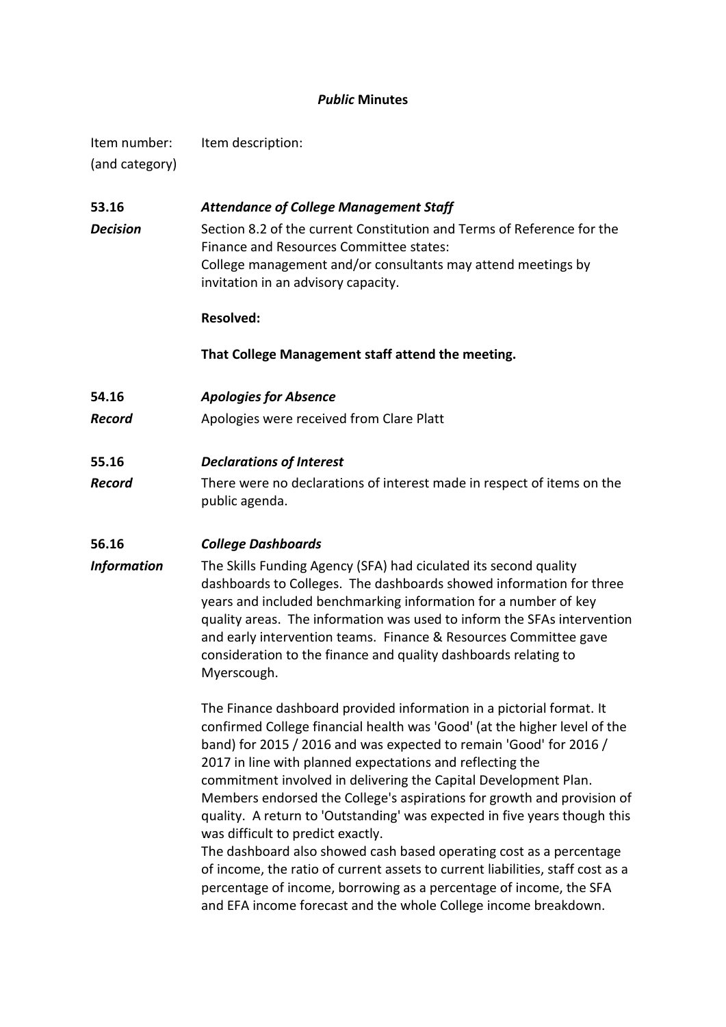***Public* Minutes**

| Item number: (and category) | Item description: |
|---|---|
| **53.16** | ***Attendance of College Management Staff*** |
| ***Decision*** | Section 8.2 of the current Constitution and Terms of Reference for the Finance and Resources Committee states:<br>College management and/or consultants may attend meetings by invitation in an advisory capacity.<br><br>**Resolved:**<br><br>**That College Management staff attend the meeting.** |
| **54.16** | ***Apologies for Absence*** |
| ***Record*** | Apologies were received from Clare Platt |
| **55.16** | ***Declarations of Interest*** |
| ***Record*** | There were no declarations of interest made in respect of items on the public agenda. |
| **56.16** | ***College Dashboards*** |
| ***Information*** | The Skills Funding Agency (SFA) had ciculated its second quality dashboards to Colleges. The dashboards showed information for three years and included benchmarking information for a number of key quality areas. The information was used to inform the SFAs intervention and early intervention teams. Finance & Resources Committee gave consideration to the finance and quality dashboards relating to Myerscough.<br><br>The Finance dashboard provided information in a pictorial format. It confirmed College financial health was 'Good' (at the higher level of the band) for 2015 / 2016 and was expected to remain 'Good' for 2016 / 2017 in line with planned expectations and reflecting the commitment involved in delivering the Capital Development Plan. Members endorsed the College's aspirations for growth and provision of quality. A return to 'Outstanding' was expected in five years though this was difficult to predict exactly.<br>The dashboard also showed cash based operating cost as a percentage of income, the ratio of current assets to current liabilities, staff cost as a percentage of income, borrowing as a percentage of income, the SFA and EFA income forecast and the whole College income breakdown. |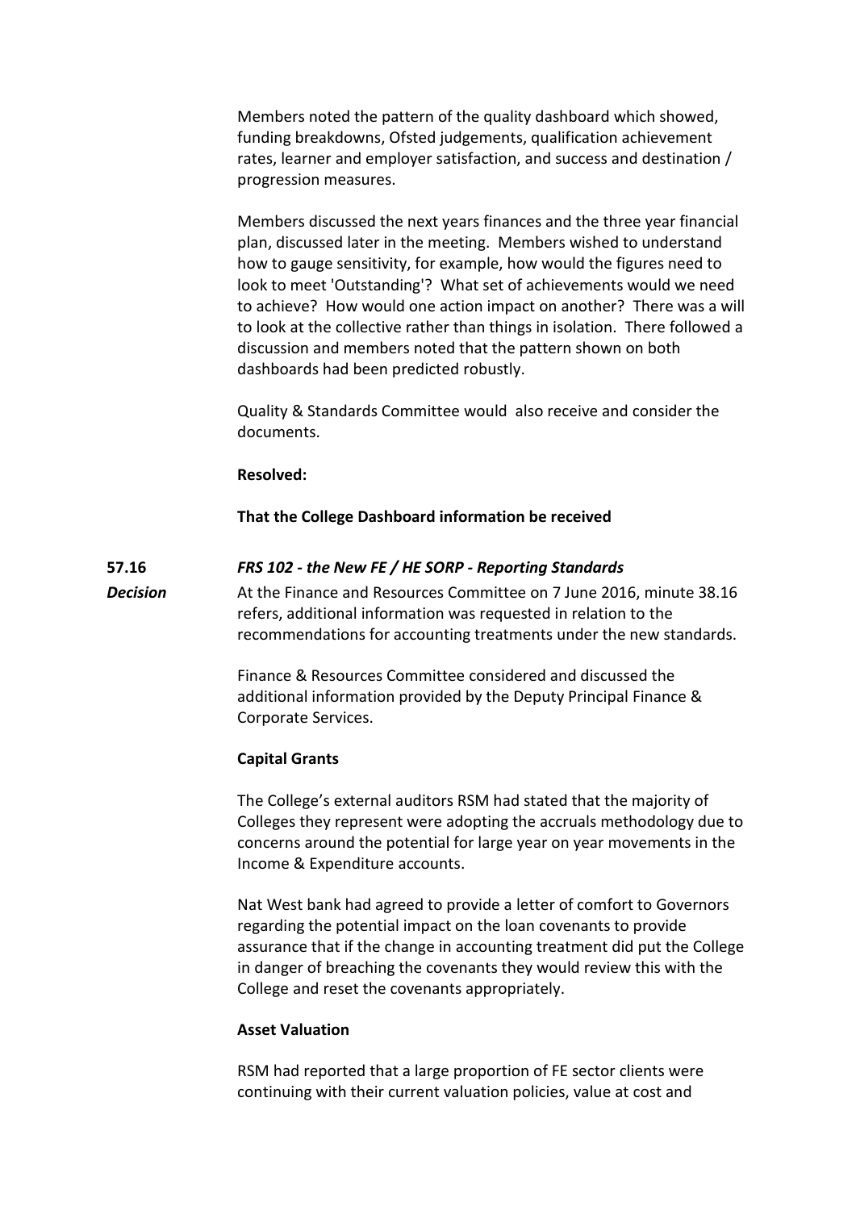Members noted the pattern of the quality dashboard which showed, funding breakdowns, Ofsted judgements, qualification achievement rates, learner and employer satisfaction, and success and destination / progression measures.

Members discussed the next years finances and the three year financial plan, discussed later in the meeting. Members wished to understand how to gauge sensitivity, for example, how would the figures need to look to meet 'Outstanding'? What set of achievements would we need to achieve? How would one action impact on another? There was a will to look at the collective rather than things in isolation. There followed a discussion and members noted that the pattern shown on both dashboards had been predicted robustly.

Quality & Standards Committee would also receive and consider the documents.

**Resolved:**

**That the College Dashboard information be received**

**57.16** ***FRS 102 - the New FE / HE SORP - Reporting Standards***

***Decision***

At the Finance and Resources Committee on 7 June 2016, minute 38.16 refers, additional information was requested in relation to the recommendations for accounting treatments under the new standards.

Finance & Resources Committee considered and discussed the additional information provided by the Deputy Principal Finance & Corporate Services.

**Capital Grants**

The College's external auditors RSM had stated that the majority of Colleges they represent were adopting the accruals methodology due to concerns around the potential for large year on year movements in the Income & Expenditure accounts.

Nat West bank had agreed to provide a letter of comfort to Governors regarding the potential impact on the loan covenants to provide assurance that if the change in accounting treatment did put the College in danger of breaching the covenants they would review this with the College and reset the covenants appropriately.

**Asset Valuation**

RSM had reported that a large proportion of FE sector clients were continuing with their current valuation policies, value at cost and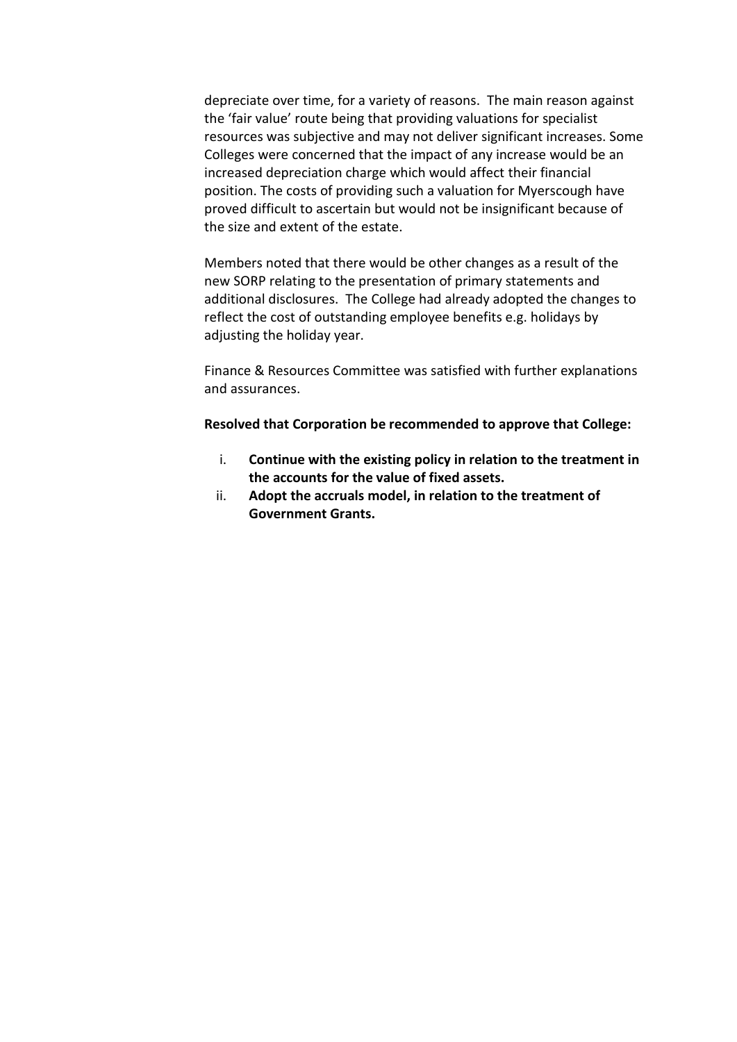depreciate over time, for a variety of reasons. The main reason against the 'fair value' route being that providing valuations for specialist resources was subjective and may not deliver significant increases. Some Colleges were concerned that the impact of any increase would be an increased depreciation charge which would affect their financial position. The costs of providing such a valuation for Myerscough have proved difficult to ascertain but would not be insignificant because of the size and extent of the estate.

Members noted that there would be other changes as a result of the new SORP relating to the presentation of primary statements and additional disclosures. The College had already adopted the changes to reflect the cost of outstanding employee benefits e.g. holidays by adjusting the holiday year.

Finance & Resources Committee was satisfied with further explanations and assurances.

**Resolved that Corporation be recommended to approve that College:**

i. **Continue with the existing policy in relation to the treatment in the accounts for the value of fixed assets.**
ii. **Adopt the accruals model, in relation to the treatment of Government Grants.**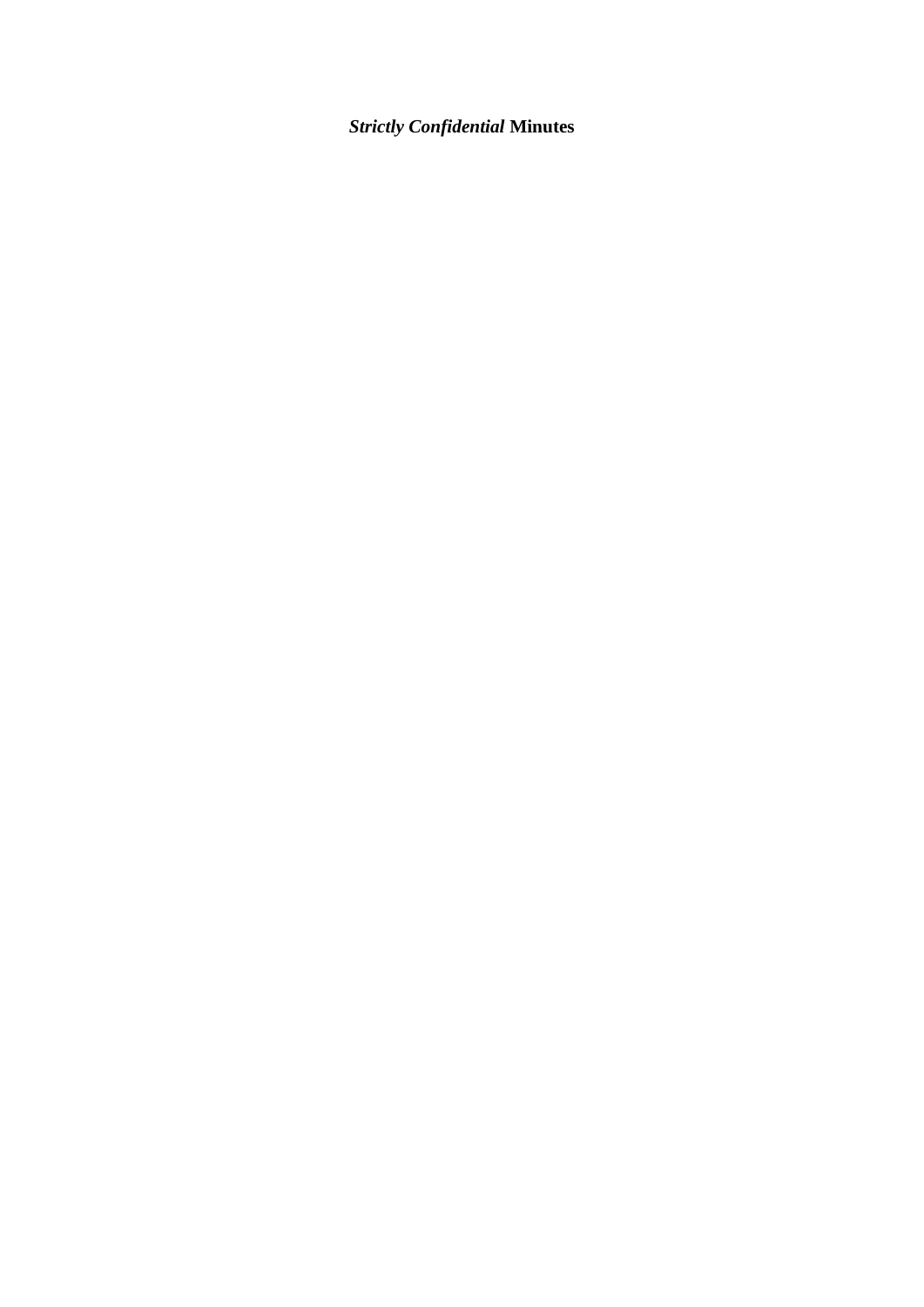***Strictly Confidential* Minutes**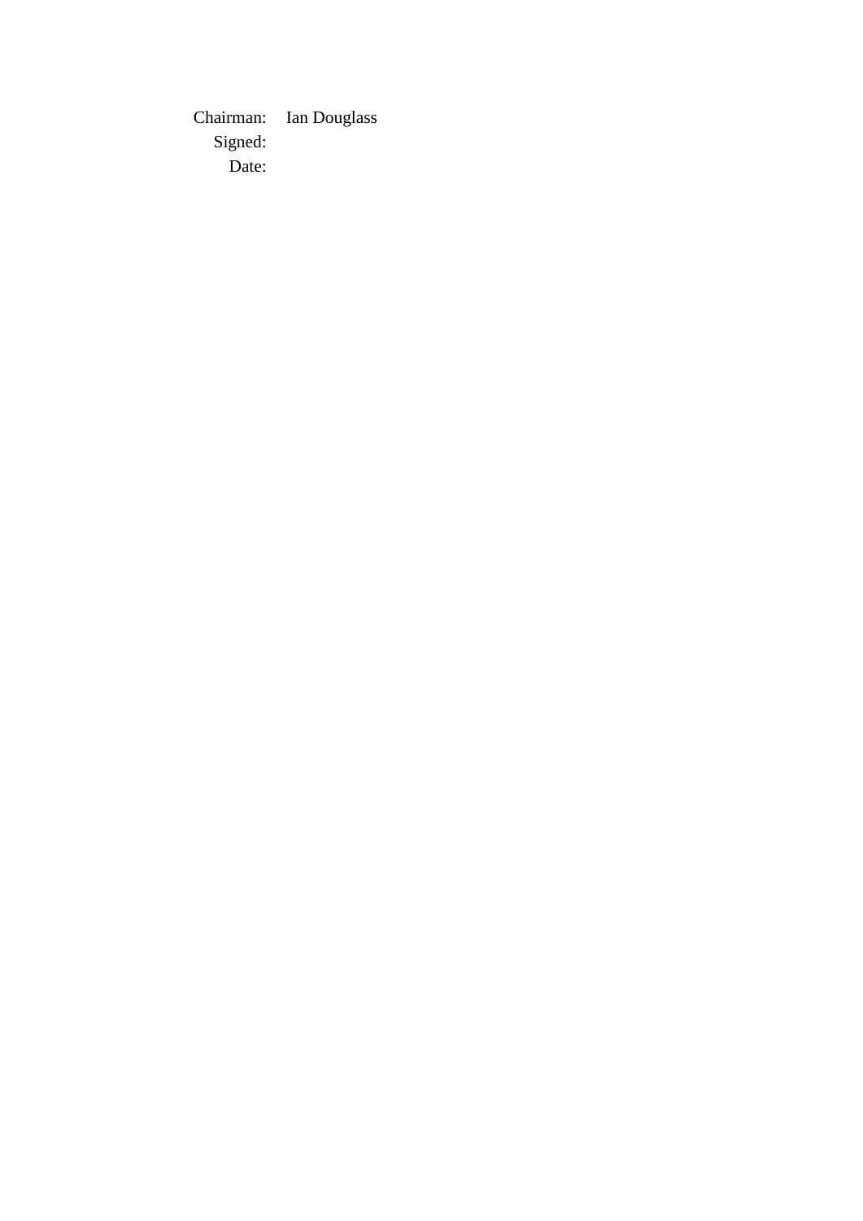Chairman: Ian Douglass
Signed:
Date: